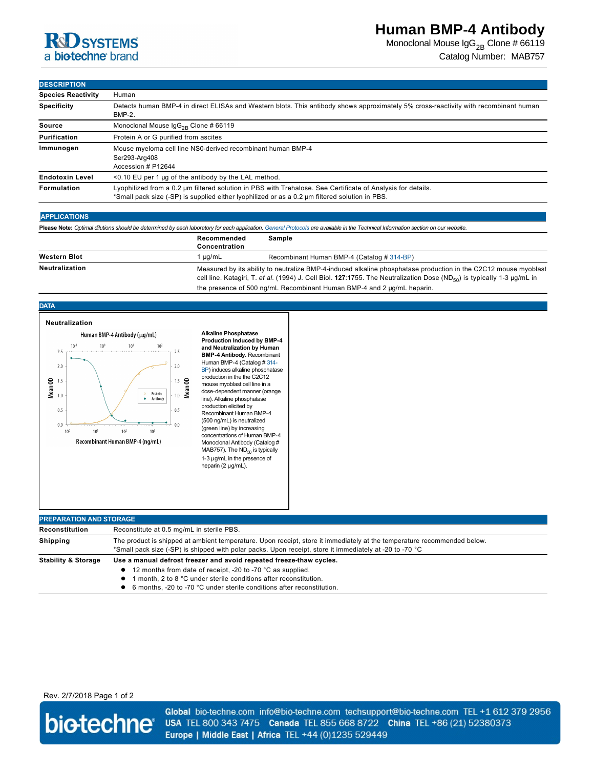# Human BMP-4 Antibody

Monoclonal Mouse $IgG_{2B}$ Clone # 66119

Catalog Number: MAB757

## DESCRIPTION

| | |
|---|---|
| **Species Reactivity** | Human |
| **Specificity** | Detects human BMP-4 in direct ELISAs and Western blots. This antibody shows approximately 5% cross-reactivity with recombinant human BMP-2. |
| **Source** | Monoclonal Mouse $IgG_{2B}$ Clone # 66119 |
| **Purification** | Protein A or G purified from ascites |
| **Immunogen** | Mouse myeloma cell line NS0-derived recombinant human BMP-4<br>Ser293-Arg408<br>Accession # P12644 |
| **Endotoxin Level** | <0.10 EU per 1 μg of the antibody by the LAL method. |
| **Formulation** | Lyophilized from a 0.2 μm filtered solution in PBS with Trehalose. See Certificate of Analysis for details.<br>*Small pack size (-SP) is supplied either lyophilized or as a 0.2 μm filtered solution in PBS. |

## APPLICATIONS

**Please Note:** *Optimal dilutions should be determined by each laboratory for each application. General Protocols are available in the Technical Information section on our website.*

| | Recommended Concentration | Sample |
|---|---|---|
| **Western Blot** | 1 μg/mL | Recombinant Human BMP-4 (Catalog # 314-BP) |
| **Neutralization** | Measured by its ability to neutralize BMP-4-induced alkaline phosphatase production in the C2C12 mouse myoblast cell line. Katagiri, T. *et al.* (1994) J. Cell Biol. **127**:1755. The Neutralization Dose ($ND_{50}$) is typically 1-3 μg/mL in the presence of 500 ng/mL Recombinant Human BMP-4 and 2 μg/mL heparin. | |

## DATA

**Neutralization**

**Alkaline Phosphatase Production Induced by BMP-4 and Neutralization by Human BMP-4 Antibody.** Recombinant Human BMP-4 (Catalog # 314-BP) induces alkaline phosphatase production in the the C2C12 mouse myoblast cell line in a dose-dependent manner (orange line). Alkaline phosphatase production elicited by Recombinant Human BMP-4 (500 ng/mL) is neutralized (green line) by increasing concentrations of Human BMP-4 Monoclonal Antibody (Catalog # MAB757). The $ND_{50}$ is typically 1-3 μg/mL in the presence of heparin (2 μg/mL).

## PREPARATION AND STORAGE

| | |
|---|---|
| **Reconstitution** | Reconstitute at 0.5 mg/mL in sterile PBS. |
| **Shipping** | The product is shipped at ambient temperature. Upon receipt, store it immediately at the temperature recommended below.<br>*Small pack size (-SP) is shipped with polar packs. Upon receipt, store it immediately at -20 to -70 °C |
| **Stability & Storage** | **Use a manual defrost freezer and avoid repeated freeze-thaw cycles.**<br>● 12 months from date of receipt, -20 to -70 °C as supplied.<br>● 1 month, 2 to 8 °C under sterile conditions after reconstitution.<br>● 6 months, -20 to -70 °C under sterile conditions after reconstitution. |

Rev. 2/7/2018

**Global** bio-techne.com info@bio-techne.com techsupport@bio-techne.com TEL +1 612 379 2956
**USA** TEL 800 343 7475 **Canada** TEL 855 668 8722 **China** TEL +86 (21) 52380373
**Europe | Middle East | Africa** TEL +44 (0)1235 529449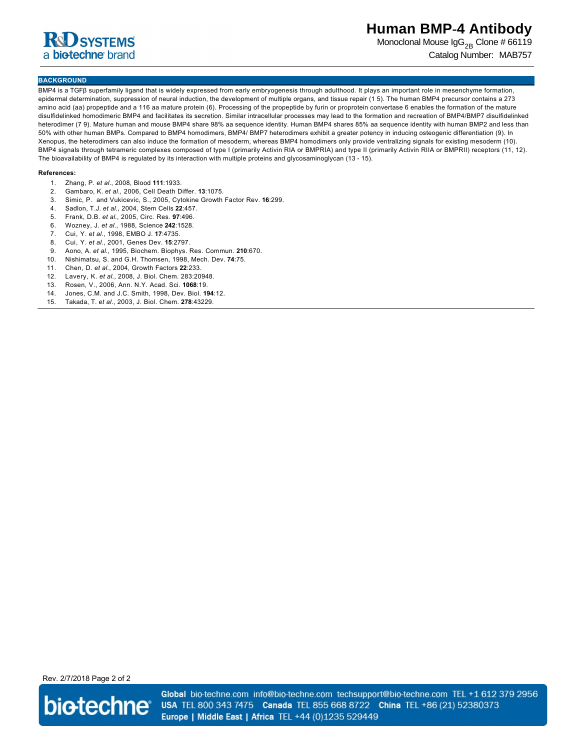## BACKGROUND

BMP4 is a TGFβ superfamily ligand that is widely expressed from early embryogenesis through adulthood. It plays an important role in mesenchyme formation, epidermal determination, suppression of neural induction, the development of multiple organs, and tissue repair (1 5). The human BMP4 precursor contains a 273 amino acid (aa) propeptide and a 116 aa mature protein (6). Processing of the propeptide by furin or proprotein convertase 6 enables the formation of the mature disulfidelinked homodimeric BMP4 and facilitates its secretion. Similar intracellular processes may lead to the formation and recreation of BMP4/BMP7 disulfidelinked heterodimer (7 9). Mature human and mouse BMP4 share 98% aa sequence identity. Human BMP4 shares 85% aa sequence identity with human BMP2 and less than 50% with other human BMPs. Compared to BMP4 homodimers, BMP4/ BMP7 heterodimers exhibit a greater potency in inducing osteogenic differentiation (9). In Xenopus, the heterodimers can also induce the formation of mesoderm, whereas BMP4 homodimers only provide ventralizing signals for existing mesoderm (10). BMP4 signals through tetrameric complexes composed of type I (primarily Activin RIA or BMPRIA) and type II (primarily Activin RIIA or BMPRII) receptors (11, 12). The bioavailability of BMP4 is regulated by its interaction with multiple proteins and glycosaminoglycan (13 - 15).

**References:**

1. Zhang, P. *et al*., 2008, Blood **111**:1933.
2. Gambaro, K. *et al*., 2006, Cell Death Differ. **13**:1075.
3. Simic, P. and Vukicevic, S., 2005, Cytokine Growth Factor Rev. **16**:299.
4. Sadlon, T.J. *et al*., 2004, Stem Cells **22**:457.
5. Frank, D.B. *et al*., 2005, Circ. Res. **97**:496.
6. Wozney, J. *et al*., 1988, Science **242**:1528.
7. Cui, Y. *et al*., 1998, EMBO J. **17**:4735.
8. Cui, Y. *et al*., 2001, Genes Dev. **15**:2797.
9. Aono, A. *et al*., 1995, Biochem. Biophys. Res. Commun. **210**:670.
10. Nishimatsu, S. and G.H. Thomsen, 1998, Mech. Dev. **74**:75.
11. Chen, D. *et al*., 2004, Growth Factors **22**:233.
12. Lavery, K. *et al*., 2008, J. Biol. Chem. 283:20948.
13. Rosen, V., 2006, Ann. N.Y. Acad. Sci. **1068**:19.
14. Jones, C.M. and J.C. Smith, 1998, Dev. Biol. **194**:12.
15. Takada, T. *et al*., 2003, J. Biol. Chem. **278**:43229.